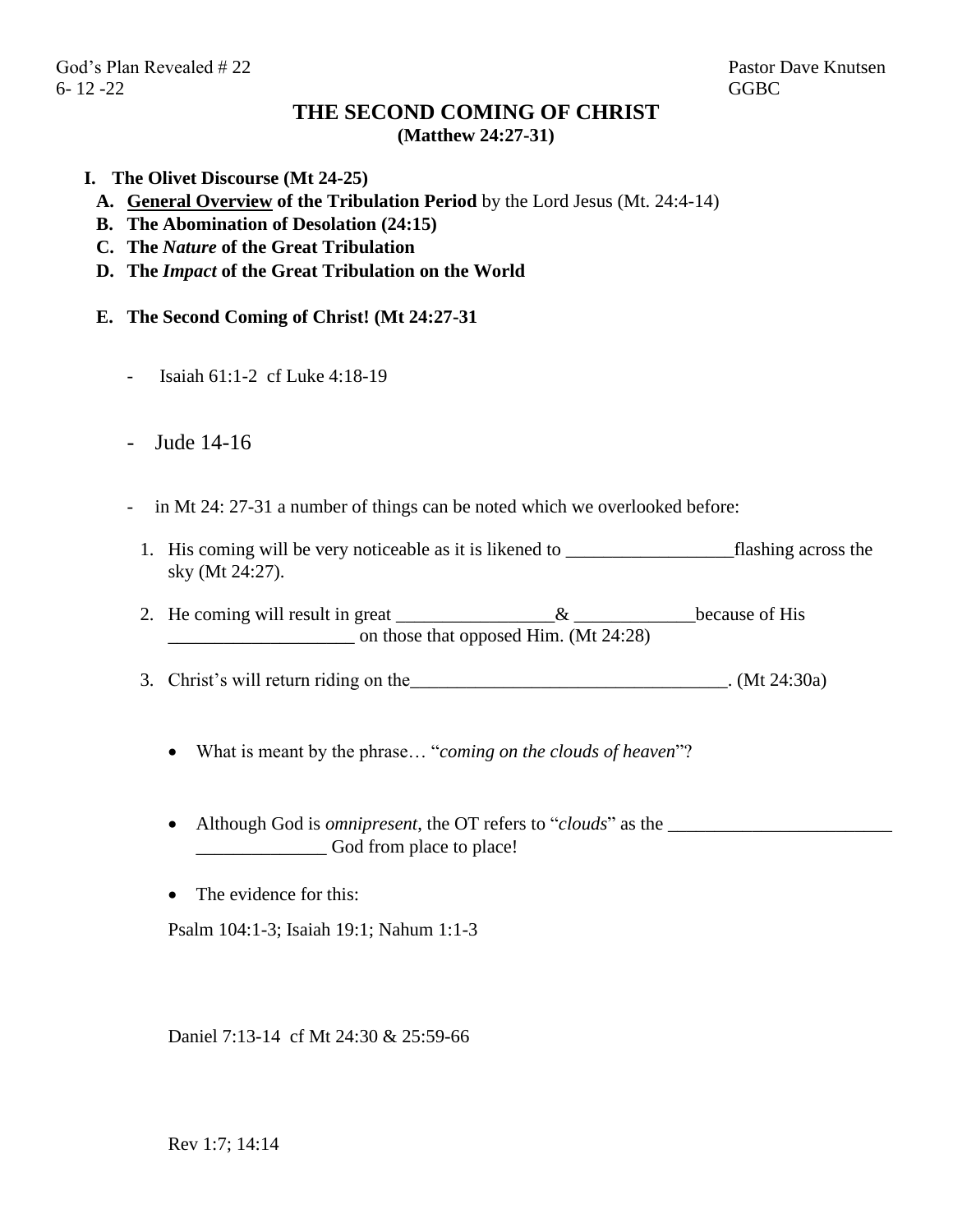God's Plan Revealed # 22 — Pastor Dave Knutsen
6- 12 -22 — GGBC

# THE SECOND COMING OF CHRIST
**(Matthew 24:27-31)**

**I. The Olivet Discourse (Mt 24-25)**

**A. General Overview of the Tribulation Period** by the Lord Jesus (Mt. 24:4-14)

**B. The Abomination of Desolation (24:15)**

**C. The *Nature* of the Great Tribulation**

**D. The *Impact* of the Great Tribulation on the World**

**E. The Second Coming of Christ! (Mt 24:27-31**

- Isaiah 61:1-2 cf Luke 4:18-19

- Jude 14-16

- in Mt 24: 27-31 a number of things can be noted which we overlooked before:

1. His coming will be very noticeable as it is likened to __________________flashing across the sky (Mt 24:27).

2. He coming will result in great _________________& _____________because of His ____________________ on those that opposed Him. (Mt 24:28)

3. Christ's will return riding on the__________________________________. (Mt 24:30a)

- What is meant by the phrase… "*coming on the clouds of heaven*"?

- Although God is *omnipresent*, the OT refers to "*clouds*" as the ________________________ ______________ God from place to place!

- The evidence for this:

Psalm 104:1-3; Isaiah 19:1; Nahum 1:1-3

Daniel 7:13-14 cf Mt 24:30 & 25:59-66

Rev 1:7; 14:14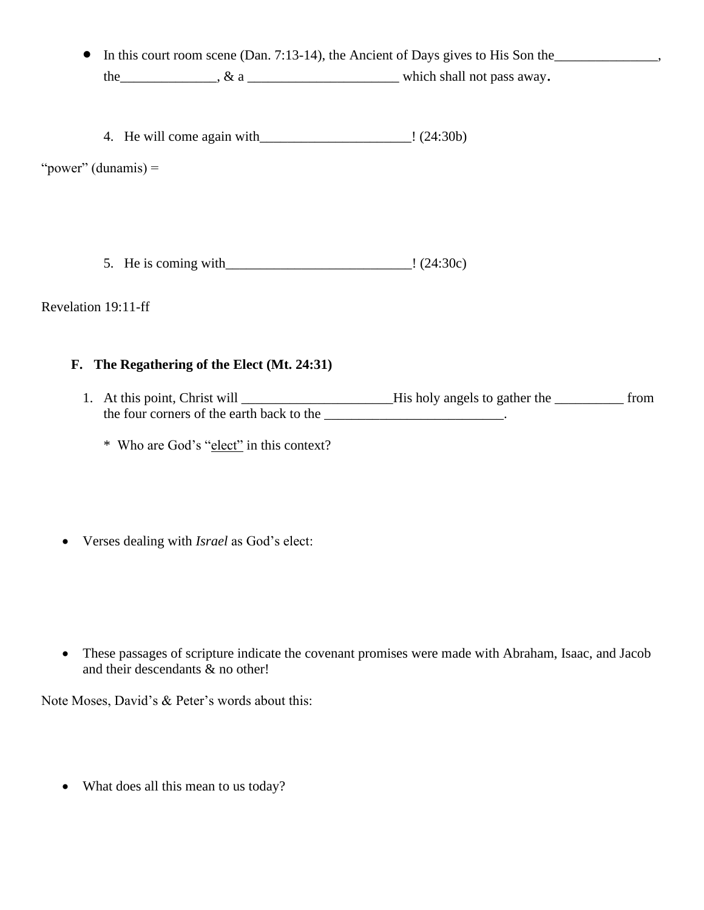- In this court room scene (Dan. 7:13-14), the Ancient of Days gives to His Son the_______________, the______________, & a ______________________ which shall not pass away.

4. He will come again with______________________! (24:30b)

"power" (dunamis) =

5. He is coming with___________________________! (24:30c)

Revelation 19:11-ff

**F. The Regathering of the Elect (Mt. 24:31)**

1. At this point, Christ will ______________________His holy angels to gather the __________ from the four corners of the earth back to the __________________________.

   * Who are God's "<u>elect</u>" in this context?

- Verses dealing with *Israel* as God's elect:

- These passages of scripture indicate the covenant promises were made with Abraham, Isaac, and Jacob and their descendants & no other!

Note Moses, David's & Peter's words about this:

- What does all this mean to us today?